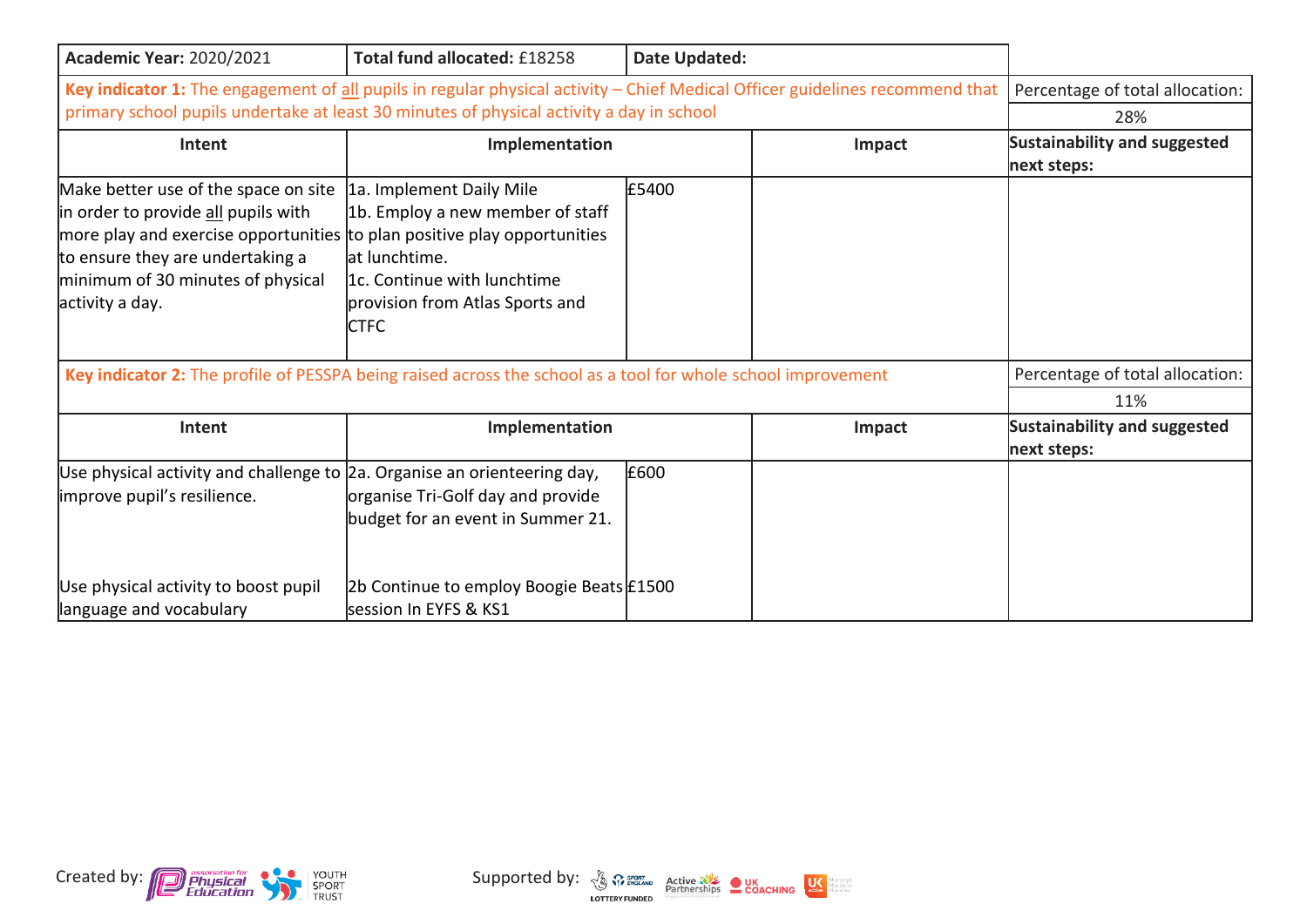| **Academic Year:** 2020/2021 | **Total fund allocated:** £18258 | **Date Updated:** | | |
|---|---|---|---|---|
| **Key indicator 1:** The engagement of all pupils in regular physical activity – Chief Medical Officer guidelines recommend that primary school pupils undertake at least 30 minutes of physical activity a day in school | | | | Percentage of total allocation: 28% |
| **Intent** | **Implementation** | | **Impact** | **Sustainability and suggested next steps:** |
| Make better use of the space on site in order to provide all pupils with more play and exercise opportunities to ensure they are undertaking a minimum of 30 minutes of physical activity a day. | 1a. Implement Daily Mile<br>1b. Employ a new member of staff to plan positive play opportunities at lunchtime.<br>1c. Continue with lunchtime provision from Atlas Sports and CTFC | £5400 | | |
| **Key indicator 2:** The profile of PESSPA being raised across the school as a tool for whole school improvement | | | | Percentage of total allocation: 11% |
| **Intent** | **Implementation** | | **Impact** | **Sustainability and suggested next steps:** |
| Use physical activity and challenge to improve pupil's resilience. | 2a. Organise an orienteering day, organise Tri-Golf day and provide budget for an event in Summer 21. | £600 | | |
| Use physical activity to boost pupil language and vocabulary | 2b Continue to employ Boogie Beats session In EYFS & KS1 | £1500 | | |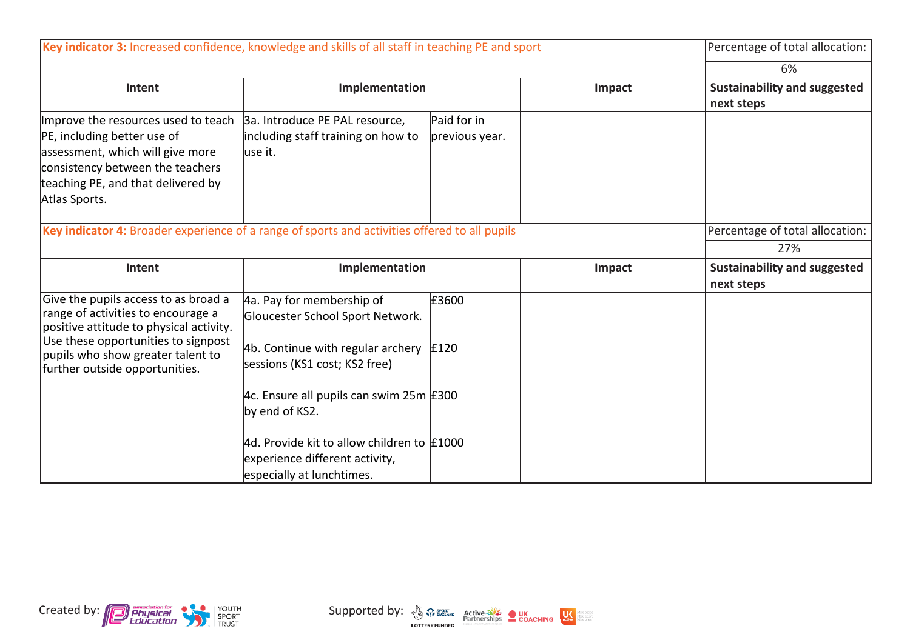| **Key indicator 3:** Increased confidence, knowledge and skills of all staff in teaching PE and sport | | | | Percentage of total allocation: |
|---|---|---|---|---|
| | | | | 6% |
| **Intent** | **Implementation** | | **Impact** | **Sustainability and suggested next steps** |
| Improve the resources used to teach PE, including better use of assessment, which will give more consistency between the teachers teaching PE, and that delivered by Atlas Sports. | 3a. Introduce PE PAL resource, including staff training on how to use it. | Paid for in previous year. | | |

| **Key indicator 4:** Broader experience of a range of sports and activities offered to all pupils | | | | Percentage of total allocation: |
|---|---|---|---|---|
| | | | | 27% |
| **Intent** | **Implementation** | | **Impact** | **Sustainability and suggested next steps** |
| Give the pupils access to as broad a range of activities to encourage a positive attitude to physical activity. Use these opportunities to signpost pupils who show greater talent to further outside opportunities. | 4a. Pay for membership of Gloucester School Sport Network. | £3600 | | |
| | 4b. Continue with regular archery sessions (KS1 cost; KS2 free) | £120 | | |
| | 4c. Ensure all pupils can swim 25m by end of KS2. | £300 | | |
| | 4d. Provide kit to allow children to experience different activity, especially at lunchtimes. | £1000 | | |

Created by: Association for Physical Education, Youth Sport Trust

Supported by: Sport England (Lottery Funded), Active Partnerships, UK Coaching, UK Active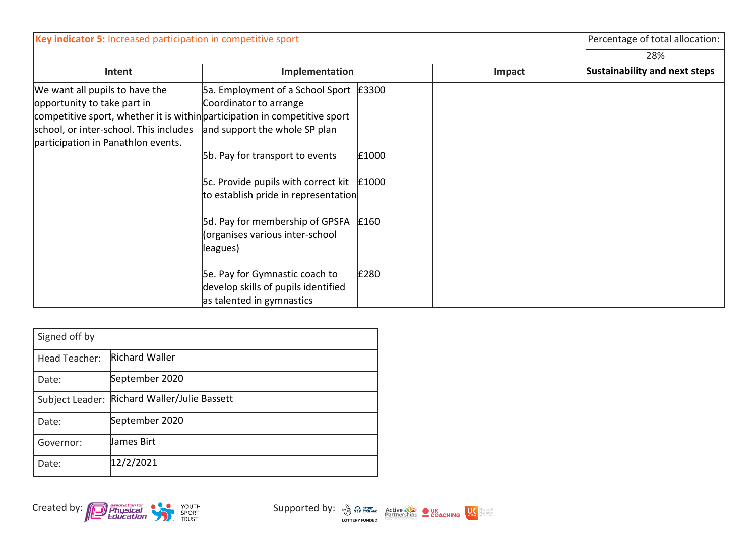| **Key indicator 5:** Increased participation in competitive sport | | | | Percentage of total allocation: |
|---|---|---|---|---|
| | | | | 28% |
| **Intent** | **Implementation** | | **Impact** | **Sustainability and next steps** |
| We want all pupils to have the opportunity to take part in competitive sport, whether it is within school, or inter-school. This includes participation in Panathlon events. | 5a. Employment of a School Sport Coordinator to arrange participation in competitive sport and support the whole SP plan | £3300 | | |
| | 5b. Pay for transport to events | £1000 | | |
| | 5c. Provide pupils with correct kit to establish pride in representation | £1000 | | |
| | 5d. Pay for membership of GPSFA (organises various inter-school leagues) | £160 | | |
| | 5e. Pay for Gymnastic coach to develop skills of pupils identified as talented in gymnastics | £280 | | |

| Signed off by | |
|---|---|
| Head Teacher: | Richard Waller |
| Date: | September 2020 |
| Subject Leader: | Richard Waller/Julie Bassett |
| Date: | September 2020 |
| Governor: | James Birt |
| Date: | 12/2/2021 |

Created by: association for Physical Education, Youth Sport Trust

Supported by: Lottery Funded, Sport England, Active Partnerships, UK Coaching, UK Active